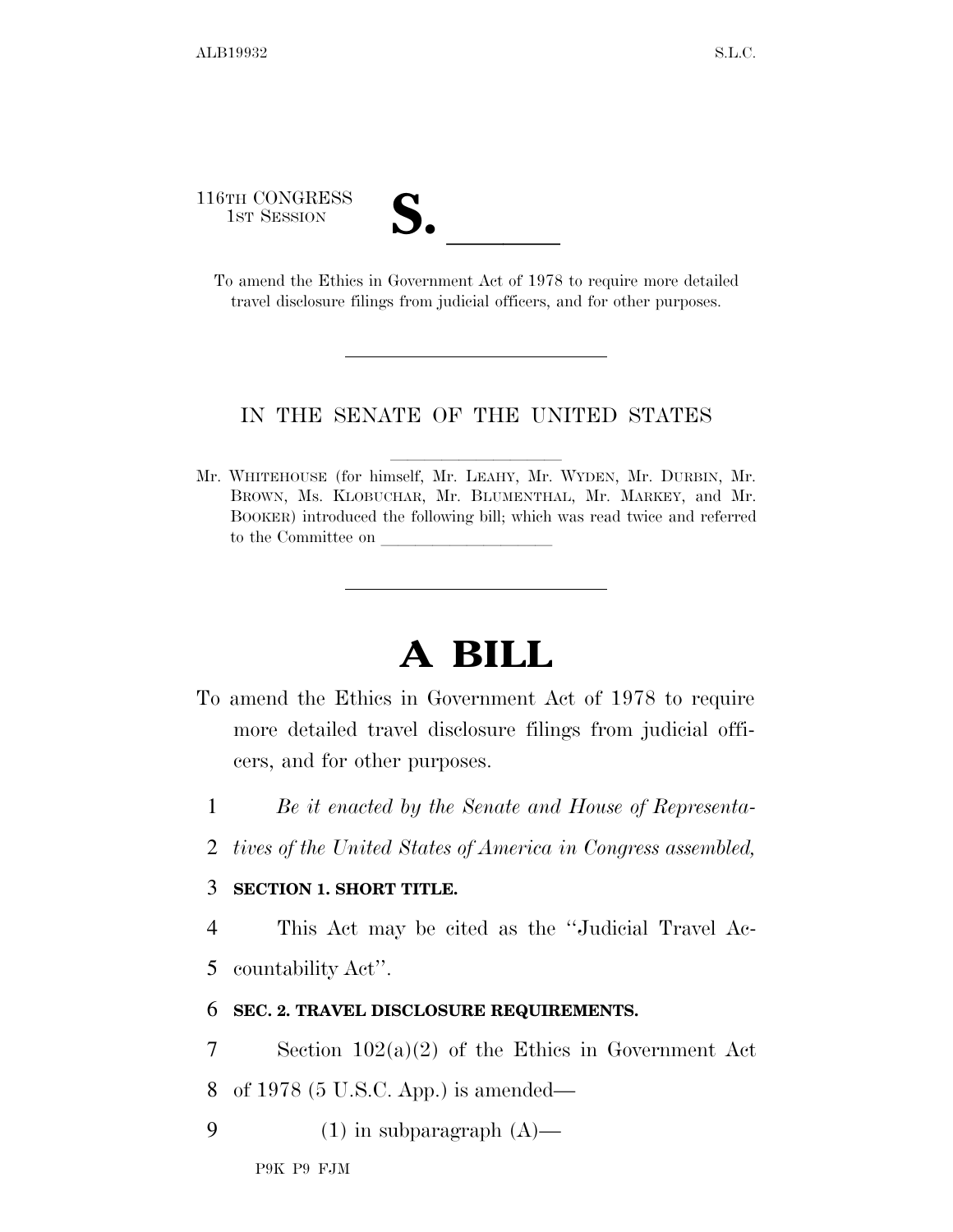116TH CONGRESS
1ST SESSION

**S. \_\_\_\_\_\_**

To amend the Ethics in Government Act of 1978 to require more detailed travel disclosure filings from judicial officers, and for other purposes.

IN THE SENATE OF THE UNITED STATES

Mr. WHITEHOUSE (for himself, Mr. LEAHY, Mr. WYDEN, Mr. DURBIN, Mr. BROWN, Ms. KLOBUCHAR, Mr. BLUMENTHAL, Mr. MARKEY, and Mr. BOOKER) introduced the following bill; which was read twice and referred to the Committee on \_\_\_\_\_\_\_\_\_\_\_\_\_\_\_\_\_\_\_\_

# A BILL

To amend the Ethics in Government Act of 1978 to require more detailed travel disclosure filings from judicial officers, and for other purposes.

1 *Be it enacted by the Senate and House of Representa-*
2 *tives of the United States of America in Congress assembled,*

3 **SECTION 1. SHORT TITLE.**

4 This Act may be cited as the "Judicial Travel Ac-
5 countability Act".

6 **SEC. 2. TRAVEL DISCLOSURE REQUIREMENTS.**

7 Section 102(a)(2) of the Ethics in Government Act
8 of 1978 (5 U.S.C. App.) is amended—

9 (1) in subparagraph (A)—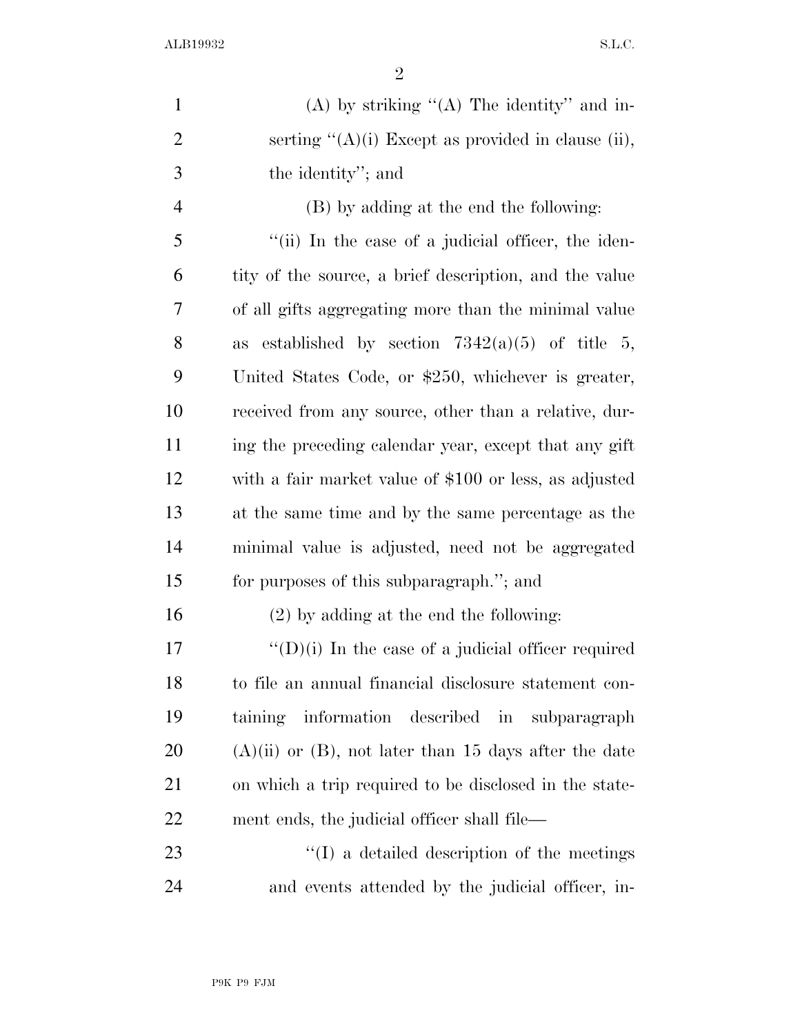(A) by striking "(A) The identity" and inserting "(A)(i) Except as provided in clause (ii), the identity"; and

(B) by adding at the end the following:

"(ii) In the case of a judicial officer, the identity of the source, a brief description, and the value of all gifts aggregating more than the minimal value as established by section 7342(a)(5) of title 5, United States Code, or $250, whichever is greater, received from any source, other than a relative, during the preceding calendar year, except that any gift with a fair market value of $100 or less, as adjusted at the same time and by the same percentage as the minimal value is adjusted, need not be aggregated for purposes of this subparagraph."; and

(2) by adding at the end the following:

"(D)(i) In the case of a judicial officer required to file an annual financial disclosure statement containing information described in subparagraph (A)(ii) or (B), not later than 15 days after the date on which a trip required to be disclosed in the statement ends, the judicial officer shall file—

"(I) a detailed description of the meetings and events attended by the judicial officer, in-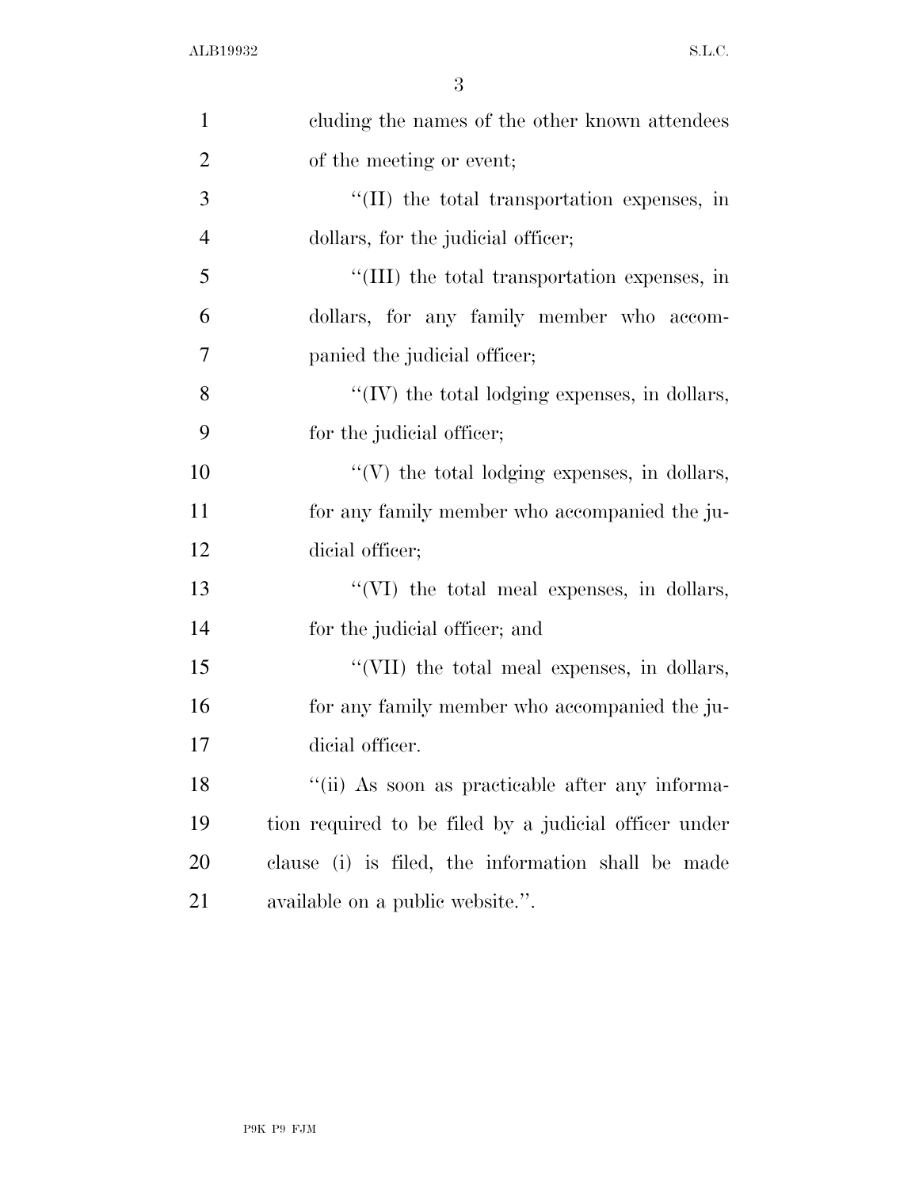cluding the names of the other known attendees of the meeting or event;

''(II) the total transportation expenses, in dollars, for the judicial officer;

''(III) the total transportation expenses, in dollars, for any family member who accompanied the judicial officer;

''(IV) the total lodging expenses, in dollars, for the judicial officer;

''(V) the total lodging expenses, in dollars, for any family member who accompanied the judicial officer;

''(VI) the total meal expenses, in dollars, for the judicial officer; and

''(VII) the total meal expenses, in dollars, for any family member who accompanied the judicial officer.

''(ii) As soon as practicable after any information required to be filed by a judicial officer under clause (i) is filed, the information shall be made available on a public website.''.